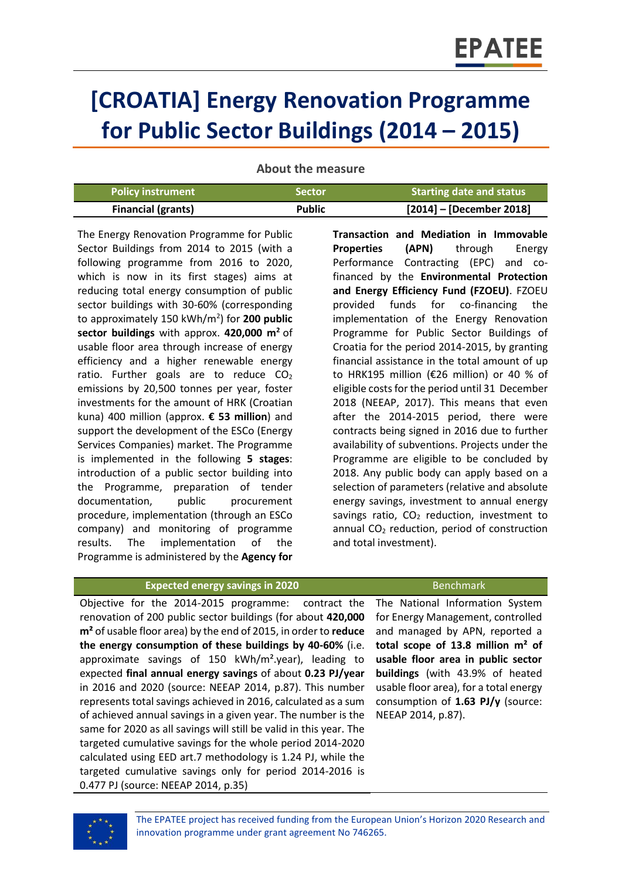# [CROATIA] Energy Renovation Programme for Public Sector Buildings (2014 – 2015)

## About the measure

| Policy instrument | Sector | Starting date and status |
|---|---|---|
| **Financial (grants)** | **Public** | **[2014] – [December 2018]** |

The Energy Renovation Programme for Public Sector Buildings from 2014 to 2015 (with a following programme from 2016 to 2020, which is now in its first stages) aims at reducing total energy consumption of public sector buildings with 30-60% (corresponding to approximately 150 kWh/m$^2$) for **200 public sector buildings** with approx. **420,000 m$^2$** of usable floor area through increase of energy efficiency and a higher renewable energy ratio. Further goals are to reduce $CO_2$ emissions by 20,500 tonnes per year, foster investments for the amount of HRK (Croatian kuna) 400 million (approx. **€ 53 million**) and support the development of the ESCo (Energy Services Companies) market. The Programme is implemented in the following **5 stages**: introduction of a public sector building into the Programme, preparation of tender documentation, public procurement procedure, implementation (through an ESCo company) and monitoring of programme results. The implementation of the Programme is administered by the **Agency for Transaction and Mediation in Immovable Properties (APN)** through Energy Performance Contracting (EPC) and co-financed by the **Environmental Protection and Energy Efficiency Fund (FZOEU)**. FZOEU provided funds for co-financing the implementation of the Energy Renovation Programme for Public Sector Buildings of Croatia for the period 2014-2015, by granting financial assistance in the total amount of up to HRK195 million (€26 million) or 40 % of eligible costs for the period until 31 December 2018 (NEEAP, 2017). This means that even after the 2014-2015 period, there were contracts being signed in 2016 due to further availability of subventions. Projects under the Programme are eligible to be concluded by 2018. Any public body can apply based on a selection of parameters (relative and absolute energy savings, investment to annual energy savings ratio, $CO_2$ reduction, investment to annual $CO_2$ reduction, period of construction and total investment).

| Expected energy savings in 2020 | Benchmark |
|---|---|
| Objective for the 2014-2015 programme: contract the renovation of 200 public sector buildings (for about **420,000 m²** of usable floor area) by the end of 2015, in order to **reduce the energy consumption of these buildings by 40-60%** (i.e. approximate savings of 150 kWh/m².year), leading to expected **final annual energy savings** of about **0.23 PJ/year** in 2016 and 2020 (source: NEEAP 2014, p.87). This number represents total savings achieved in 2016, calculated as a sum of achieved annual savings in a given year. The number is the same for 2020 as all savings will still be valid in this year. The targeted cumulative savings for the whole period 2014-2020 calculated using EED art.7 methodology is 1.24 PJ, while the targeted cumulative savings only for period 2014-2016 is 0.477 PJ (source: NEEAP 2014, p.35) | The National Information System for Energy Management, controlled and managed by APN, reported a **total scope of 13.8 million m² of usable floor area in public sector buildings** (with 43.9% of heated usable floor area), for a total energy consumption of **1.63 PJ/y** (source: NEEAP 2014, p.87). |

The EPATEE project has received funding from the European Union's Horizon 2020 Research and innovation programme under grant agreement No 746265.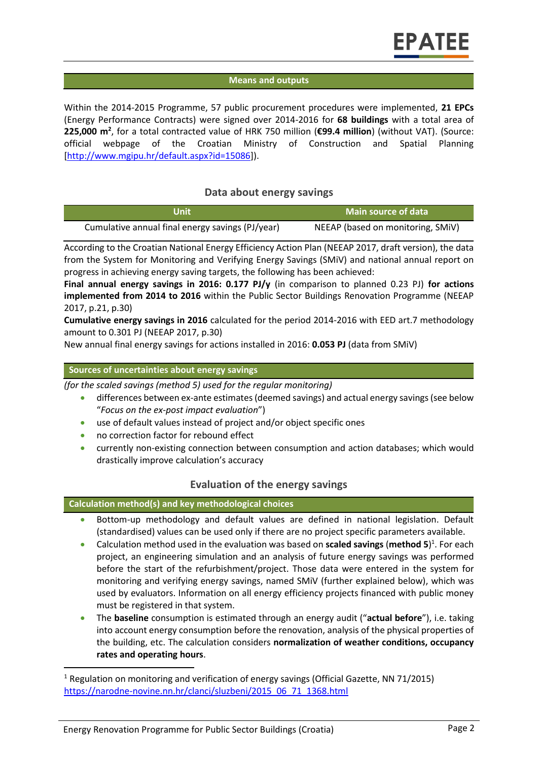## Means and outputs

Within the 2014-2015 Programme, 57 public procurement procedures were implemented, **21 EPCs** (Energy Performance Contracts) were signed over 2014-2016 for **68 buildings** with a total area of **225,000 m$^2$**, for a total contracted value of HRK 750 million (**€99.4 million**) (without VAT). (Source: official webpage of the Croatian Ministry of Construction and Spatial Planning [http://www.mgipu.hr/default.aspx?id=15086]).

## Data about energy savings

| Unit | Main source of data |
|---|---|
| Cumulative annual final energy savings (PJ/year) | NEEAP (based on monitoring, SMiV) |

According to the Croatian National Energy Efficiency Action Plan (NEEAP 2017, draft version), the data from the System for Monitoring and Verifying Energy Savings (SMiV) and national annual report on progress in achieving energy saving targets, the following has been achieved:

**Final annual energy savings in 2016: 0.177 PJ/y** (in comparison to planned 0.23 PJ) **for actions implemented from 2014 to 2016** within the Public Sector Buildings Renovation Programme (NEEAP 2017, p.21, p.30)

**Cumulative energy savings in 2016** calculated for the period 2014-2016 with EED art.7 methodology amount to 0.301 PJ (NEEAP 2017, p.30)

New annual final energy savings for actions installed in 2016: **0.053 PJ** (data from SMiV)

### Sources of uncertainties about energy savings

*(for the scaled savings (method 5) used for the regular monitoring)*

- differences between ex-ante estimates (deemed savings) and actual energy savings (see below "*Focus on the ex-post impact evaluation*")
- use of default values instead of project and/or object specific ones
- no correction factor for rebound effect
- currently non-existing connection between consumption and action databases; which would drastically improve calculation's accuracy

## Evaluation of the energy savings

### Calculation method(s) and key methodological choices

- Bottom-up methodology and default values are defined in national legislation. Default (standardised) values can be used only if there are no project specific parameters available.
- Calculation method used in the evaluation was based on **scaled savings** (**method 5**)[1]. For each project, an engineering simulation and an analysis of future energy savings was performed before the start of the refurbishment/project. Those data were entered in the system for monitoring and verifying energy savings, named SMiV (further explained below), which was used by evaluators. Information on all energy efficiency projects financed with public money must be registered in that system.
- The **baseline** consumption is estimated through an energy audit ("**actual before**"), i.e. taking into account energy consumption before the renovation, analysis of the physical properties of the building, etc. The calculation considers **normalization of weather conditions, occupancy rates and operating hours**.

[1] Regulation on monitoring and verification of energy savings (Official Gazette, NN 71/2015) https://narodne-novine.nn.hr/clanci/sluzbeni/2015_06_71_1368.html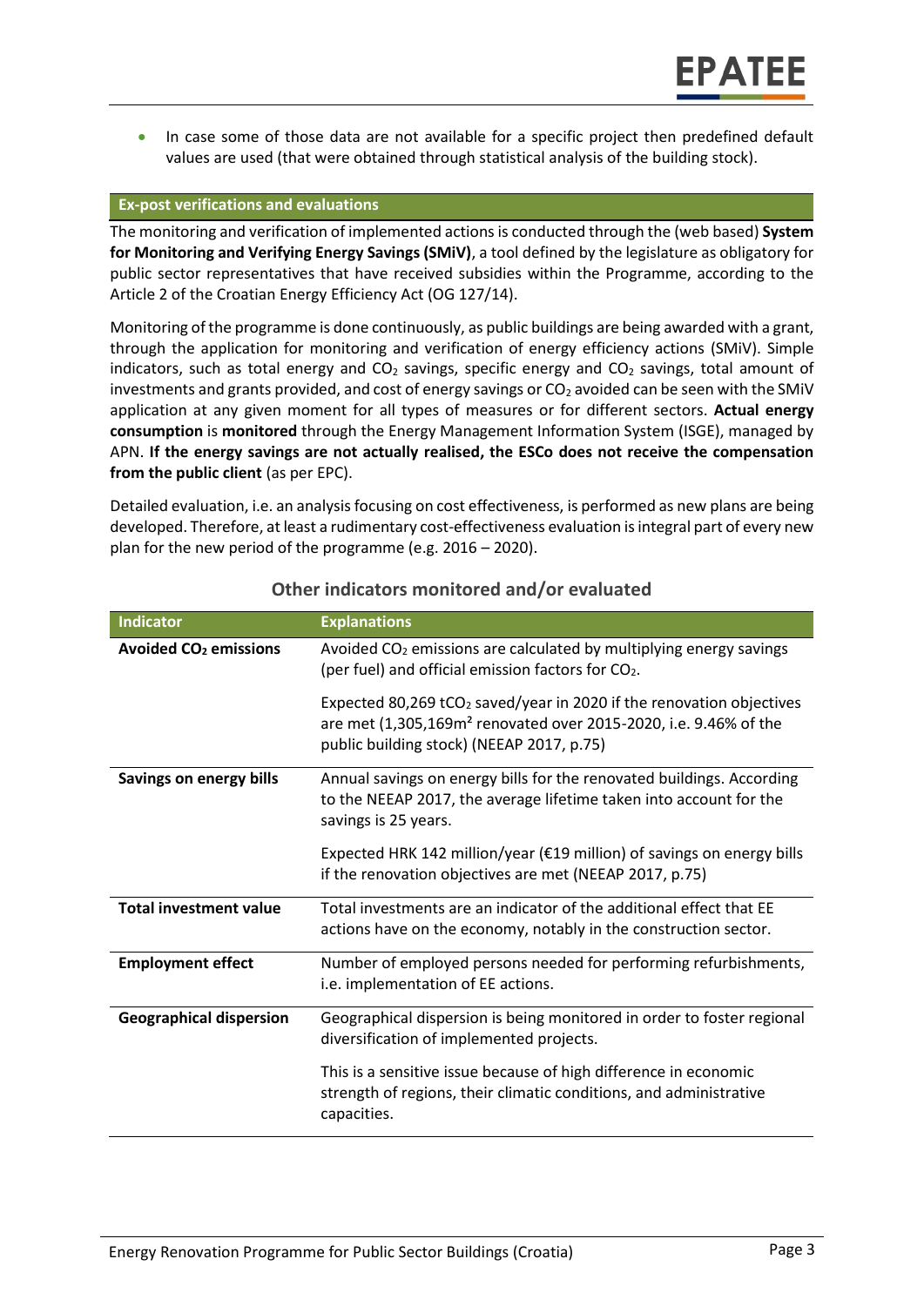- In case some of those data are not available for a specific project then predefined default values are used (that were obtained through statistical analysis of the building stock).

### Ex-post verifications and evaluations

The monitoring and verification of implemented actions is conducted through the (web based) **System for Monitoring and Verifying Energy Savings (SMiV)**, a tool defined by the legislature as obligatory for public sector representatives that have received subsidies within the Programme, according to the Article 2 of the Croatian Energy Efficiency Act (OG 127/14).

Monitoring of the programme is done continuously, as public buildings are being awarded with a grant, through the application for monitoring and verification of energy efficiency actions (SMiV). Simple indicators, such as total energy and $CO_2$ savings, specific energy and $CO_2$ savings, total amount of investments and grants provided, and cost of energy savings or $CO_2$ avoided can be seen with the SMiV application at any given moment for all types of measures or for different sectors. **Actual energy consumption** is **monitored** through the Energy Management Information System (ISGE), managed by APN. **If the energy savings are not actually realised, the ESCo does not receive the compensation from the public client** (as per EPC).

Detailed evaluation, i.e. an analysis focusing on cost effectiveness, is performed as new plans are being developed. Therefore, at least a rudimentary cost-effectiveness evaluation is integral part of every new plan for the new period of the programme (e.g. 2016 – 2020).

## Other indicators monitored and/or evaluated

| Indicator | Explanations |
|---|---|
| **Avoided $CO_2$ emissions** | Avoided $CO_2$ emissions are calculated by multiplying energy savings (per fuel) and official emission factors for $CO_2$.<br><br>Expected 80,269 $tCO_2$ saved/year in 2020 if the renovation objectives are met (1,305,169m² renovated over 2015-2020, i.e. 9.46% of the public building stock) (NEEAP 2017, p.75) |
| **Savings on energy bills** | Annual savings on energy bills for the renovated buildings. According to the NEEAP 2017, the average lifetime taken into account for the savings is 25 years.<br><br>Expected HRK 142 million/year (€19 million) of savings on energy bills if the renovation objectives are met (NEEAP 2017, p.75) |
| **Total investment value** | Total investments are an indicator of the additional effect that EE actions have on the economy, notably in the construction sector. |
| **Employment effect** | Number of employed persons needed for performing refurbishments, i.e. implementation of EE actions. |
| **Geographical dispersion** | Geographical dispersion is being monitored in order to foster regional diversification of implemented projects.<br><br>This is a sensitive issue because of high difference in economic strength of regions, their climatic conditions, and administrative capacities. |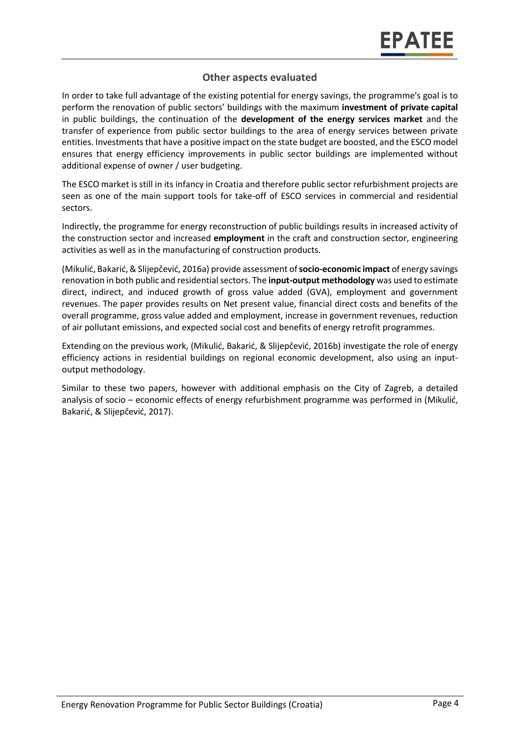## Other aspects evaluated

In order to take full advantage of the existing potential for energy savings, the programme's goal is to perform the renovation of public sectors' buildings with the maximum **investment of private capital** in public buildings, the continuation of the **development of the energy services market** and the transfer of experience from public sector buildings to the area of energy services between private entities. Investments that have a positive impact on the state budget are boosted, and the ESCO model ensures that energy efficiency improvements in public sector buildings are implemented without additional expense of owner / user budgeting.

The ESCO market is still in its infancy in Croatia and therefore public sector refurbishment projects are seen as one of the main support tools for take-off of ESCO services in commercial and residential sectors.

Indirectly, the programme for energy reconstruction of public buildings results in increased activity of the construction sector and increased **employment** in the craft and construction sector, engineering activities as well as in the manufacturing of construction products.

(Mikulić, Bakarić, & Slijepčević, 2016a) provide assessment of **socio-economic impact** of energy savings renovation in both public and residential sectors. The **input-output methodology** was used to estimate direct, indirect, and induced growth of gross value added (GVA), employment and government revenues. The paper provides results on Net present value, financial direct costs and benefits of the overall programme, gross value added and employment, increase in government revenues, reduction of air pollutant emissions, and expected social cost and benefits of energy retrofit programmes.

Extending on the previous work, (Mikulić, Bakarić, & Slijepčević, 2016b) investigate the role of energy efficiency actions in residential buildings on regional economic development, also using an input-output methodology.

Similar to these two papers, however with additional emphasis on the City of Zagreb, a detailed analysis of socio – economic effects of energy refurbishment programme was performed in (Mikulić, Bakarić, & Slijepčević, 2017).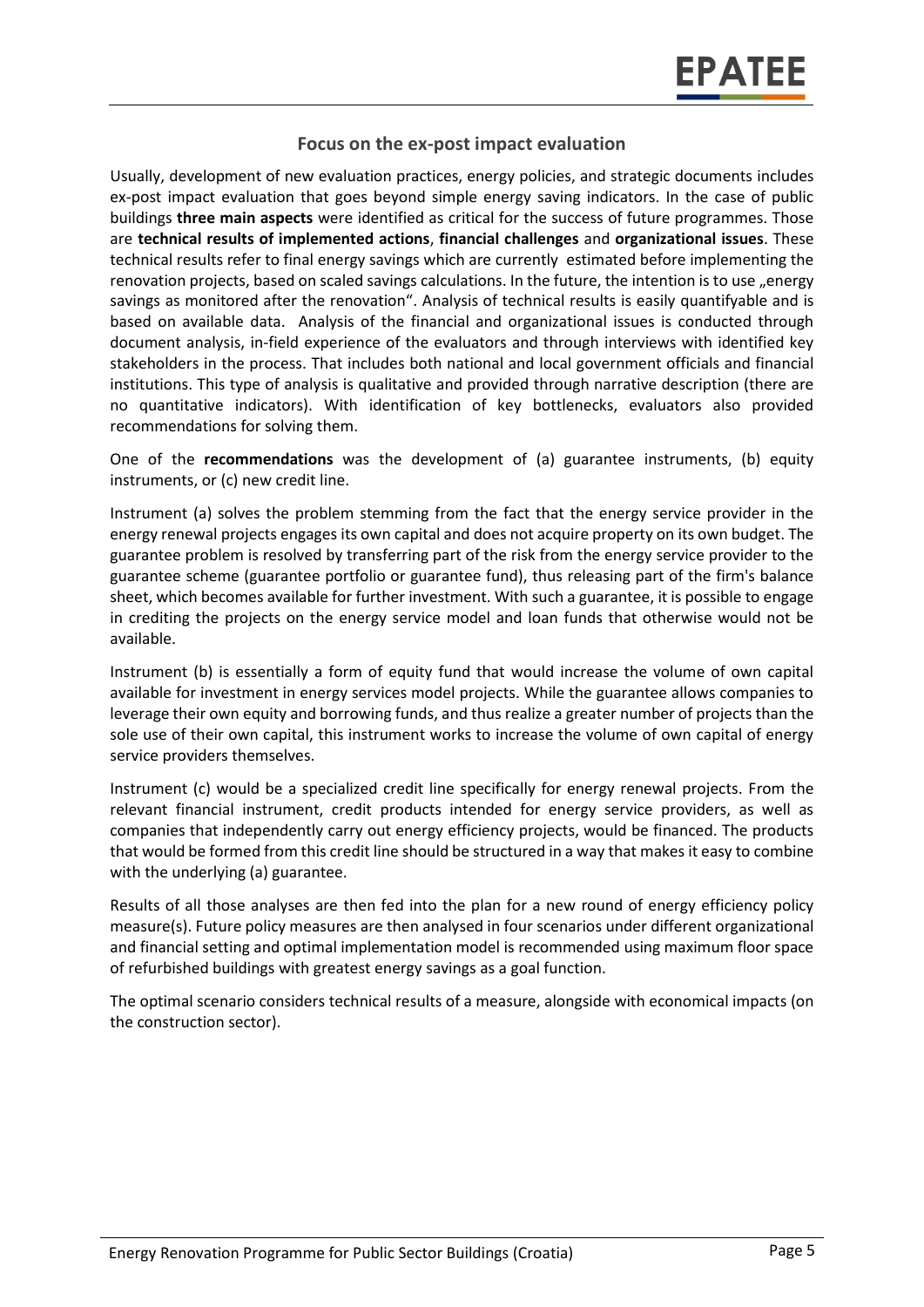## Focus on the ex-post impact evaluation

Usually, development of new evaluation practices, energy policies, and strategic documents includes ex-post impact evaluation that goes beyond simple energy saving indicators. In the case of public buildings **three main aspects** were identified as critical for the success of future programmes. Those are **technical results of implemented actions**, **financial challenges** and **organizational issues**. These technical results refer to final energy savings which are currently estimated before implementing the renovation projects, based on scaled savings calculations. In the future, the intention is to use „energy savings as monitored after the renovation". Analysis of technical results is easily quantifyable and is based on available data. Analysis of the financial and organizational issues is conducted through document analysis, in-field experience of the evaluators and through interviews with identified key stakeholders in the process. That includes both national and local government officials and financial institutions. This type of analysis is qualitative and provided through narrative description (there are no quantitative indicators). With identification of key bottlenecks, evaluators also provided recommendations for solving them.

One of the **recommendations** was the development of (a) guarantee instruments, (b) equity instruments, or (c) new credit line.

Instrument (a) solves the problem stemming from the fact that the energy service provider in the energy renewal projects engages its own capital and does not acquire property on its own budget. The guarantee problem is resolved by transferring part of the risk from the energy service provider to the guarantee scheme (guarantee portfolio or guarantee fund), thus releasing part of the firm's balance sheet, which becomes available for further investment. With such a guarantee, it is possible to engage in crediting the projects on the energy service model and loan funds that otherwise would not be available.

Instrument (b) is essentially a form of equity fund that would increase the volume of own capital available for investment in energy services model projects. While the guarantee allows companies to leverage their own equity and borrowing funds, and thus realize a greater number of projects than the sole use of their own capital, this instrument works to increase the volume of own capital of energy service providers themselves.

Instrument (c) would be a specialized credit line specifically for energy renewal projects. From the relevant financial instrument, credit products intended for energy service providers, as well as companies that independently carry out energy efficiency projects, would be financed. The products that would be formed from this credit line should be structured in a way that makes it easy to combine with the underlying (a) guarantee.

Results of all those analyses are then fed into the plan for a new round of energy efficiency policy measure(s). Future policy measures are then analysed in four scenarios under different organizational and financial setting and optimal implementation model is recommended using maximum floor space of refurbished buildings with greatest energy savings as a goal function.

The optimal scenario considers technical results of a measure, alongside with economical impacts (on the construction sector).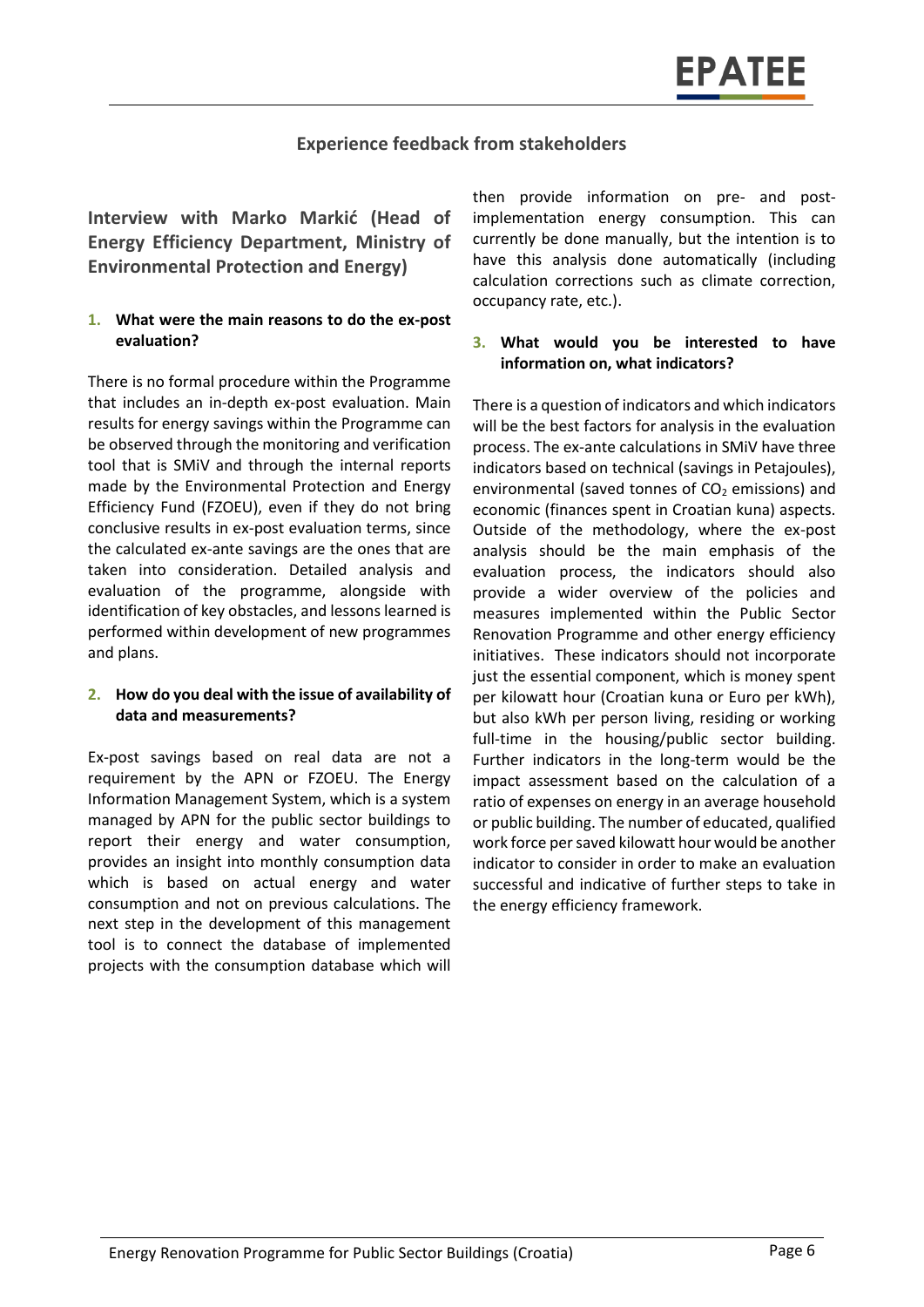## Experience feedback from stakeholders

### Interview with Marko Markić (Head of Energy Efficiency Department, Ministry of Environmental Protection and Energy)

**1. What were the main reasons to do the ex-post evaluation?**

There is no formal procedure within the Programme that includes an in-depth ex-post evaluation. Main results for energy savings within the Programme can be observed through the monitoring and verification tool that is SMiV and through the internal reports made by the Environmental Protection and Energy Efficiency Fund (FZOEU), even if they do not bring conclusive results in ex-post evaluation terms, since the calculated ex-ante savings are the ones that are taken into consideration. Detailed analysis and evaluation of the programme, alongside with identification of key obstacles, and lessons learned is performed within development of new programmes and plans.

**2. How do you deal with the issue of availability of data and measurements?**

Ex-post savings based on real data are not a requirement by the APN or FZOEU. The Energy Information Management System, which is a system managed by APN for the public sector buildings to report their energy and water consumption, provides an insight into monthly consumption data which is based on actual energy and water consumption and not on previous calculations. The next step in the development of this management tool is to connect the database of implemented projects with the consumption database which will then provide information on pre- and post-implementation energy consumption. This can currently be done manually, but the intention is to have this analysis done automatically (including calculation corrections such as climate correction, occupancy rate, etc.).

**3. What would you be interested to have information on, what indicators?**

There is a question of indicators and which indicators will be the best factors for analysis in the evaluation process. The ex-ante calculations in SMiV have three indicators based on technical (savings in Petajoules), environmental (saved tonnes of $CO_2$ emissions) and economic (finances spent in Croatian kuna) aspects. Outside of the methodology, where the ex-post analysis should be the main emphasis of the evaluation process, the indicators should also provide a wider overview of the policies and measures implemented within the Public Sector Renovation Programme and other energy efficiency initiatives. These indicators should not incorporate just the essential component, which is money spent per kilowatt hour (Croatian kuna or Euro per kWh), but also kWh per person living, residing or working full-time in the housing/public sector building. Further indicators in the long-term would be the impact assessment based on the calculation of a ratio of expenses on energy in an average household or public building. The number of educated, qualified work force per saved kilowatt hour would be another indicator to consider in order to make an evaluation successful and indicative of further steps to take in the energy efficiency framework.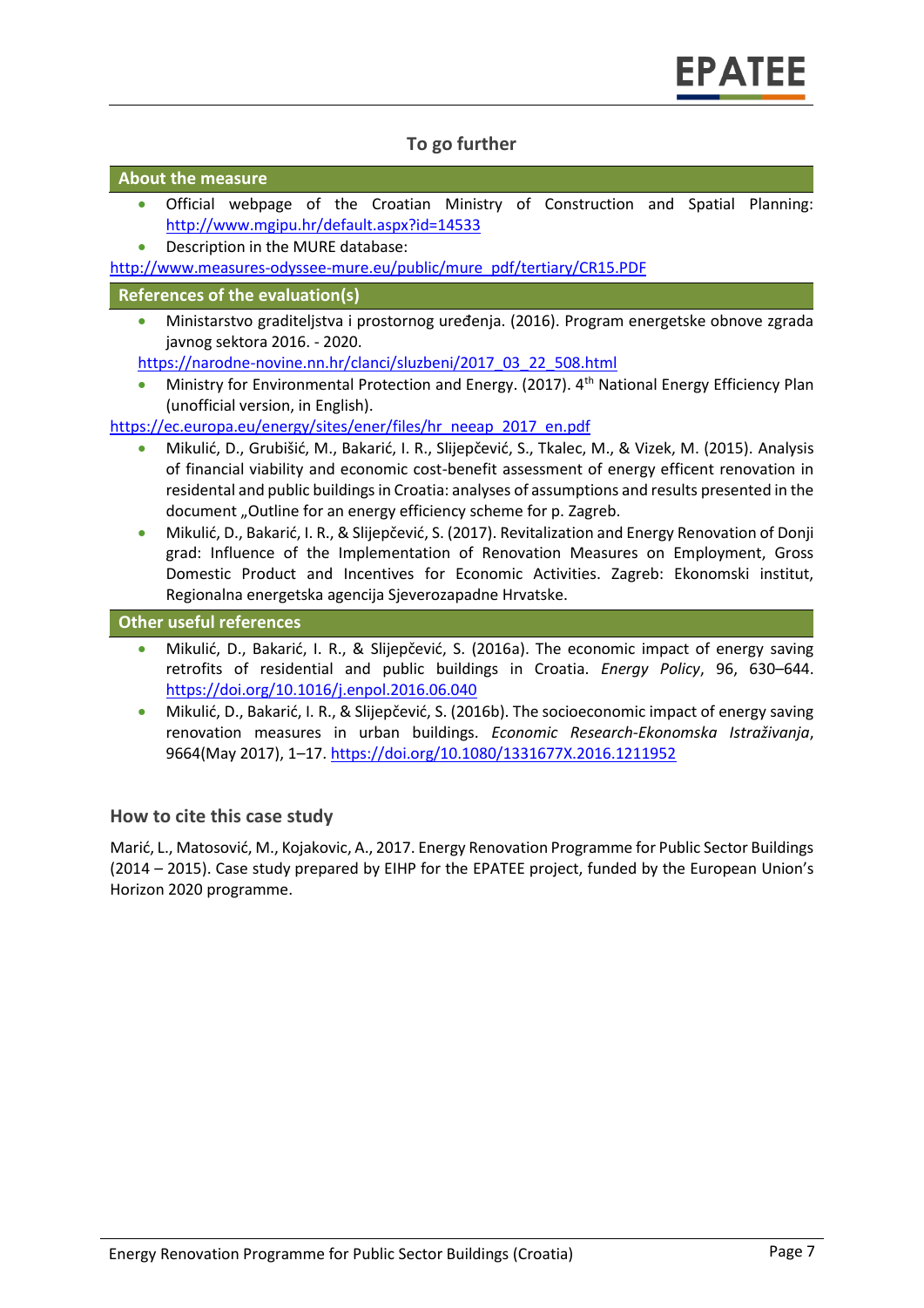## To go further

### About the measure

- Official webpage of the Croatian Ministry of Construction and Spatial Planning: http://www.mgipu.hr/default.aspx?id=14533
- Description in the MURE database:

http://www.measures-odyssee-mure.eu/public/mure_pdf/tertiary/CR15.PDF

### References of the evaluation(s)

- Ministarstvo graditeljstva i prostornog uređenja. (2016). Program energetske obnove zgrada javnog sektora 2016. - 2020.

https://narodne-novine.nn.hr/clanci/sluzbeni/2017_03_22_508.html

- Ministry for Environmental Protection and Energy. (2017). 4th National Energy Efficiency Plan (unofficial version, in English).

https://ec.europa.eu/energy/sites/ener/files/hr_neeap_2017_en.pdf

- Mikulić, D., Grubišić, M., Bakarić, I. R., Slijepčević, S., Tkalec, M., & Vizek, M. (2015). Analysis of financial viability and economic cost-benefit assessment of energy efficent renovation in residental and public buildings in Croatia: analyses of assumptions and results presented in the document „Outline for an energy efficiency scheme for p. Zagreb.
- Mikulić, D., Bakarić, I. R., & Slijepčević, S. (2017). Revitalization and Energy Renovation of Donji grad: Influence of the Implementation of Renovation Measures on Employment, Gross Domestic Product and Incentives for Economic Activities. Zagreb: Ekonomski institut, Regionalna energetska agencija Sjeverozapadne Hrvatske.

### Other useful references

- Mikulić, D., Bakarić, I. R., & Slijepčević, S. (2016a). The economic impact of energy saving retrofits of residential and public buildings in Croatia. *Energy Policy*, 96, 630–644. https://doi.org/10.1016/j.enpol.2016.06.040
- Mikulić, D., Bakarić, I. R., & Slijepčević, S. (2016b). The socioeconomic impact of energy saving renovation measures in urban buildings. *Economic Research-Ekonomska Istraživanja*, 9664(May 2017), 1–17. https://doi.org/10.1080/1331677X.2016.1211952

### How to cite this case study

Marić, L., Matosović, M., Kojakovic, A., 2017. Energy Renovation Programme for Public Sector Buildings (2014 – 2015). Case study prepared by EIHP for the EPATEE project, funded by the European Union's Horizon 2020 programme.